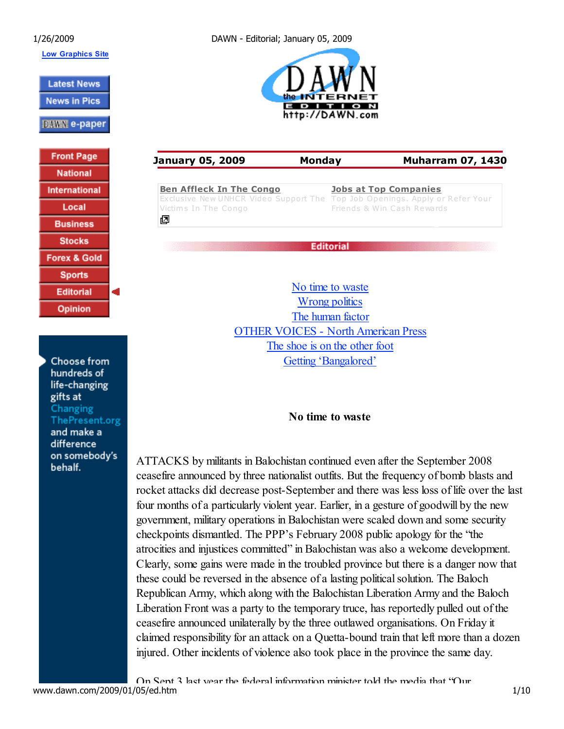January 05, 2009 | Monday | Muharram 07, 1430

## Editorial

No time to waste
Wrong politics
The human factor
OTHER VOICES - North American Press
The shoe is on the other foot
Getting 'Bangalored'

### No time to waste

ATTACKS by militants in Balochistan continued even after the September 2008 ceasefire announced by three nationalist outfits. But the frequency of bomb blasts and rocket attacks did decrease post-September and there was less loss of life over the last four months of a particularly violent year. Earlier, in a gesture of goodwill by the new government, military operations in Balochistan were scaled down and some security checkpoints dismantled. The PPP's February 2008 public apology for the "the atrocities and injustices committed" in Balochistan was also a welcome development. Clearly, some gains were made in the troubled province but there is a danger now that these could be reversed in the absence of a lasting political solution. The Baloch Republican Army, which along with the Balochistan Liberation Army and the Baloch Liberation Front was a party to the temporary truce, has reportedly pulled out of the ceasefire announced unilaterally by the three outlawed organisations. On Friday it claimed responsibility for an attack on a Quetta-bound train that left more than a dozen injured. Other incidents of violence also took place in the province the same day.

On Sept 3 last year the federal information minister told the media that "Our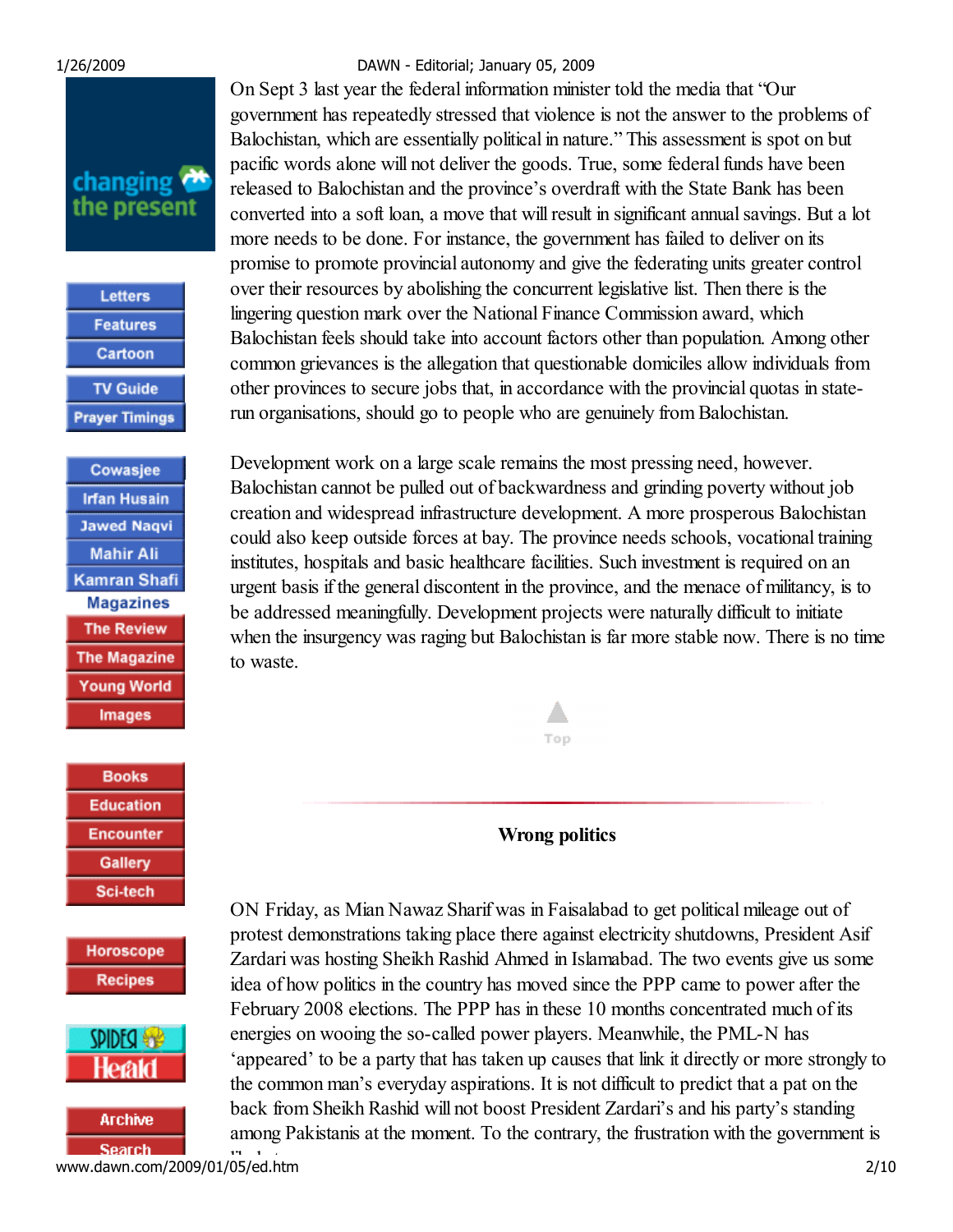On Sept 3 last year the federal information minister told the media that "Our government has repeatedly stressed that violence is not the answer to the problems of Balochistan, which are essentially political in nature." This assessment is spot on but pacific words alone will not deliver the goods. True, some federal funds have been released to Balochistan and the province's overdraft with the State Bank has been converted into a soft loan, a move that will result in significant annual savings. But a lot more needs to be done. For instance, the government has failed to deliver on its promise to promote provincial autonomy and give the federating units greater control over their resources by abolishing the concurrent legislative list. Then there is the lingering question mark over the National Finance Commission award, which Balochistan feels should take into account factors other than population. Among other common grievances is the allegation that questionable domiciles allow individuals from other provinces to secure jobs that, in accordance with the provincial quotas in state-run organisations, should go to people who are genuinely from Balochistan.

Development work on a large scale remains the most pressing need, however. Balochistan cannot be pulled out of backwardness and grinding poverty without job creation and widespread infrastructure development. A more prosperous Balochistan could also keep outside forces at bay. The province needs schools, vocational training institutes, hospitals and basic healthcare facilities. Such investment is required on an urgent basis if the general discontent in the province, and the menace of militancy, is to be addressed meaningfully. Development projects were naturally difficult to initiate when the insurgency was raging but Balochistan is far more stable now. There is no time to waste.

## Wrong politics

ON Friday, as Mian Nawaz Sharif was in Faisalabad to get political mileage out of protest demonstrations taking place there against electricity shutdowns, President Asif Zardari was hosting Sheikh Rashid Ahmed in Islamabad. The two events give us some idea of how politics in the country has moved since the PPP came to power after the February 2008 elections. The PPP has in these 10 months concentrated much of its energies on wooing the so-called power players. Meanwhile, the PML-N has 'appeared' to be a party that has taken up causes that link it directly or more strongly to the common man's everyday aspirations. It is not difficult to predict that a pat on the back from Sheikh Rashid will not boost President Zardari's and his party's standing among Pakistanis at the moment. To the contrary, the frustration with the government is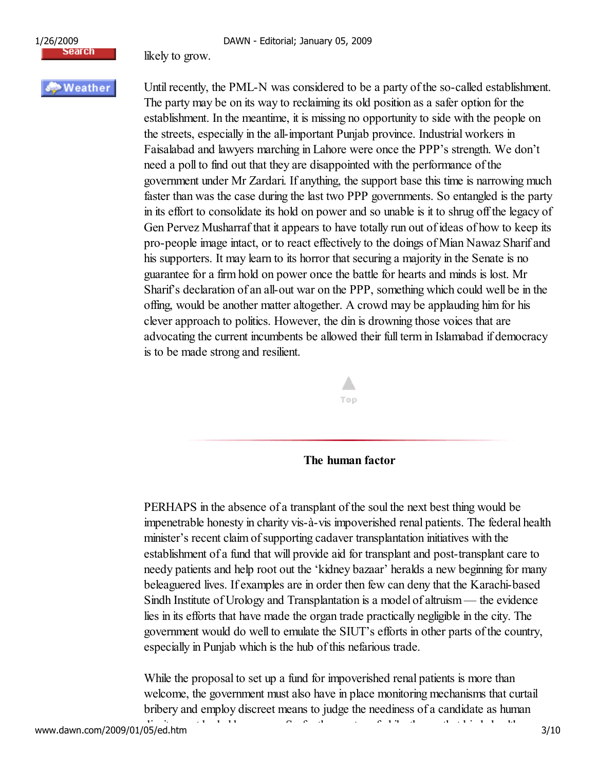likely to grow.

Until recently, the PML-N was considered to be a party of the so-called establishment. The party may be on its way to reclaiming its old position as a safer option for the establishment. In the meantime, it is missing no opportunity to side with the people on the streets, especially in the all-important Punjab province. Industrial workers in Faisalabad and lawyers marching in Lahore were once the PPP's strength. We don't need a poll to find out that they are disappointed with the performance of the government under Mr Zardari. If anything, the support base this time is narrowing much faster than was the case during the last two PPP governments. So entangled is the party in its effort to consolidate its hold on power and so unable is it to shrug off the legacy of Gen Pervez Musharraf that it appears to have totally run out of ideas of how to keep its pro-people image intact, or to react effectively to the doings of Mian Nawaz Sharif and his supporters. It may learn to its horror that securing a majority in the Senate is no guarantee for a firm hold on power once the battle for hearts and minds is lost. Mr Sharif's declaration of an all-out war on the PPP, something which could well be in the offing, would be another matter altogether. A crowd may be applauding him for his clever approach to politics. However, the din is drowning those voices that are advocating the current incumbents be allowed their full term in Islamabad if democracy is to be made strong and resilient.

## The human factor

PERHAPS in the absence of a transplant of the soul the next best thing would be impenetrable honesty in charity vis-à-vis impoverished renal patients. The federal health minister's recent claim of supporting cadaver transplantation initiatives with the establishment of a fund that will provide aid for transplant and post-transplant care to needy patients and help root out the 'kidney bazaar' heralds a new beginning for many beleaguered lives. If examples are in order then few can deny that the Karachi-based Sindh Institute of Urology and Transplantation is a model of altruism — the evidence lies in its efforts that have made the organ trade practically negligible in the city. The government would do well to emulate the SIUT's efforts in other parts of the country, especially in Punjab which is the hub of this nefarious trade.

While the proposal to set up a fund for impoverished renal patients is more than welcome, the government must also have in place monitoring mechanisms that curtail bribery and employ discreet means to judge the neediness of a candidate as human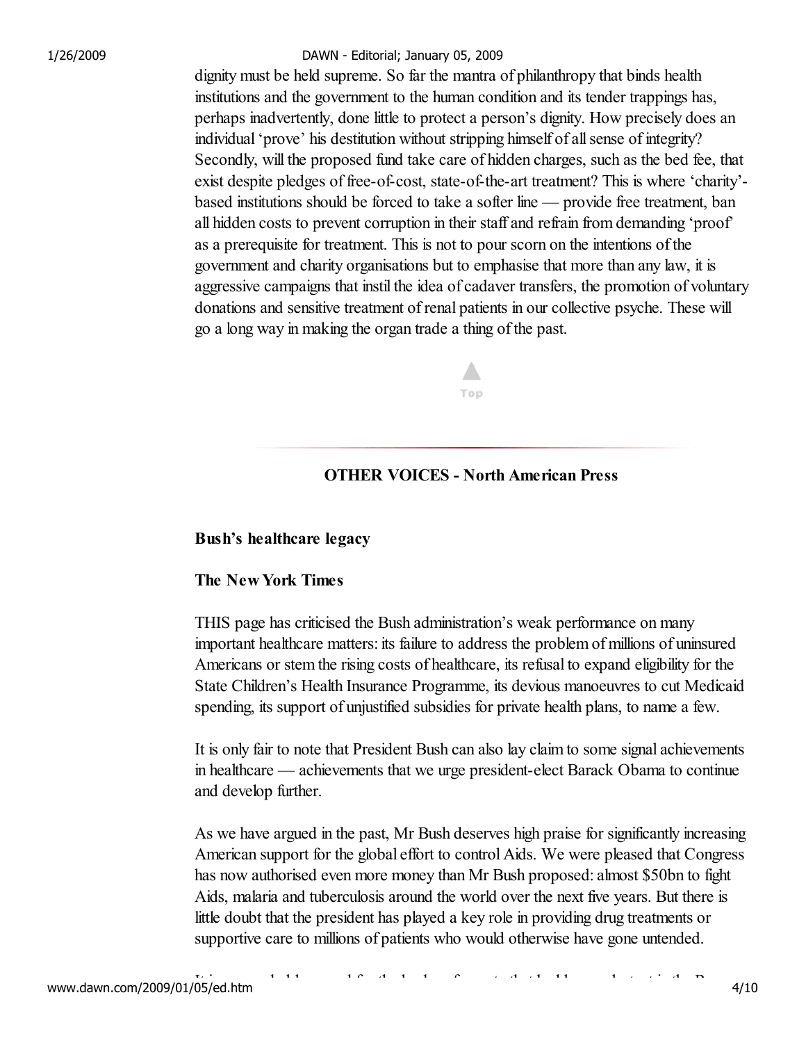dignity must be held supreme. So far the mantra of philanthropy that binds health institutions and the government to the human condition and its tender trappings has, perhaps inadvertently, done little to protect a person's dignity. How precisely does an individual 'prove' his destitution without stripping himself of all sense of integrity? Secondly, will the proposed fund take care of hidden charges, such as the bed fee, that exist despite pledges of free-of-cost, state-of-the-art treatment? This is where 'charity'-based institutions should be forced to take a softer line — provide free treatment, ban all hidden costs to prevent corruption in their staff and refrain from demanding 'proof' as a prerequisite for treatment. This is not to pour scorn on the intentions of the government and charity organisations but to emphasise that more than any law, it is aggressive campaigns that instil the idea of cadaver transfers, the promotion of voluntary donations and sensitive treatment of renal patients in our collective psyche. These will go a long way in making the organ trade a thing of the past.

## OTHER VOICES - North American Press

### Bush's healthcare legacy

**The New York Times**

THIS page has criticised the Bush administration's weak performance on many important healthcare matters: its failure to address the problem of millions of uninsured Americans or stem the rising costs of healthcare, its refusal to expand eligibility for the State Children's Health Insurance Programme, its devious manoeuvres to cut Medicaid spending, its support of unjustified subsidies for private health plans, to name a few.

It is only fair to note that President Bush can also lay claim to some signal achievements in healthcare — achievements that we urge president-elect Barack Obama to continue and develop further.

As we have argued in the past, Mr Bush deserves high praise for significantly increasing American support for the global effort to control Aids. We were pleased that Congress has now authorised even more money than Mr Bush proposed: almost $50bn to fight Aids, malaria and tuberculosis around the world over the next five years. But there is little doubt that the president has played a key role in providing drug treatments or supportive care to millions of patients who would otherwise have gone untended.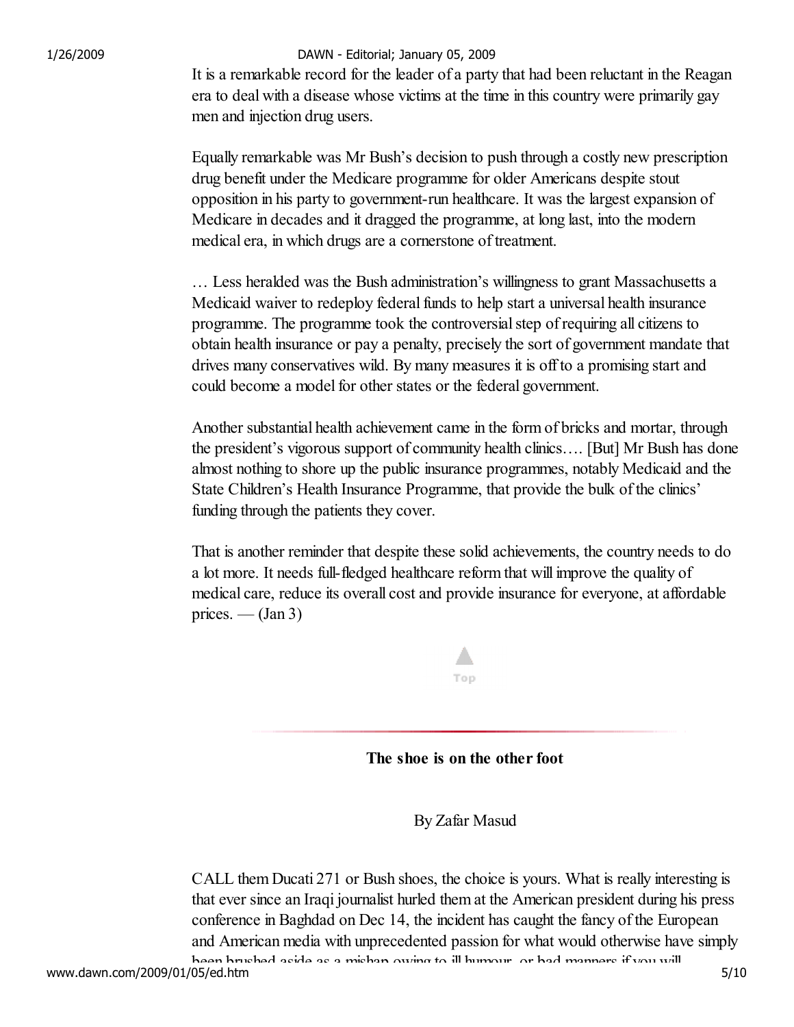It is a remarkable record for the leader of a party that had been reluctant in the Reagan era to deal with a disease whose victims at the time in this country were primarily gay men and injection drug users.

Equally remarkable was Mr Bush's decision to push through a costly new prescription drug benefit under the Medicare programme for older Americans despite stout opposition in his party to government-run healthcare. It was the largest expansion of Medicare in decades and it dragged the programme, at long last, into the modern medical era, in which drugs are a cornerstone of treatment.

… Less heralded was the Bush administration's willingness to grant Massachusetts a Medicaid waiver to redeploy federal funds to help start a universal health insurance programme. The programme took the controversial step of requiring all citizens to obtain health insurance or pay a penalty, precisely the sort of government mandate that drives many conservatives wild. By many measures it is off to a promising start and could become a model for other states or the federal government.

Another substantial health achievement came in the form of bricks and mortar, through the president's vigorous support of community health clinics…. [But] Mr Bush has done almost nothing to shore up the public insurance programmes, notably Medicaid and the State Children's Health Insurance Programme, that provide the bulk of the clinics' funding through the patients they cover.

That is another reminder that despite these solid achievements, the country needs to do a lot more. It needs full-fledged healthcare reform that will improve the quality of medical care, reduce its overall cost and provide insurance for everyone, at affordable prices. — (Jan 3)

Top

## The shoe is on the other foot

By Zafar Masud

CALL them Ducati 271 or Bush shoes, the choice is yours. What is really interesting is that ever since an Iraqi journalist hurled them at the American president during his press conference in Baghdad on Dec 14, the incident has caught the fancy of the European and American media with unprecedented passion for what would otherwise have simply been brushed aside as a mishap owing to ill humour, or bad manners if you will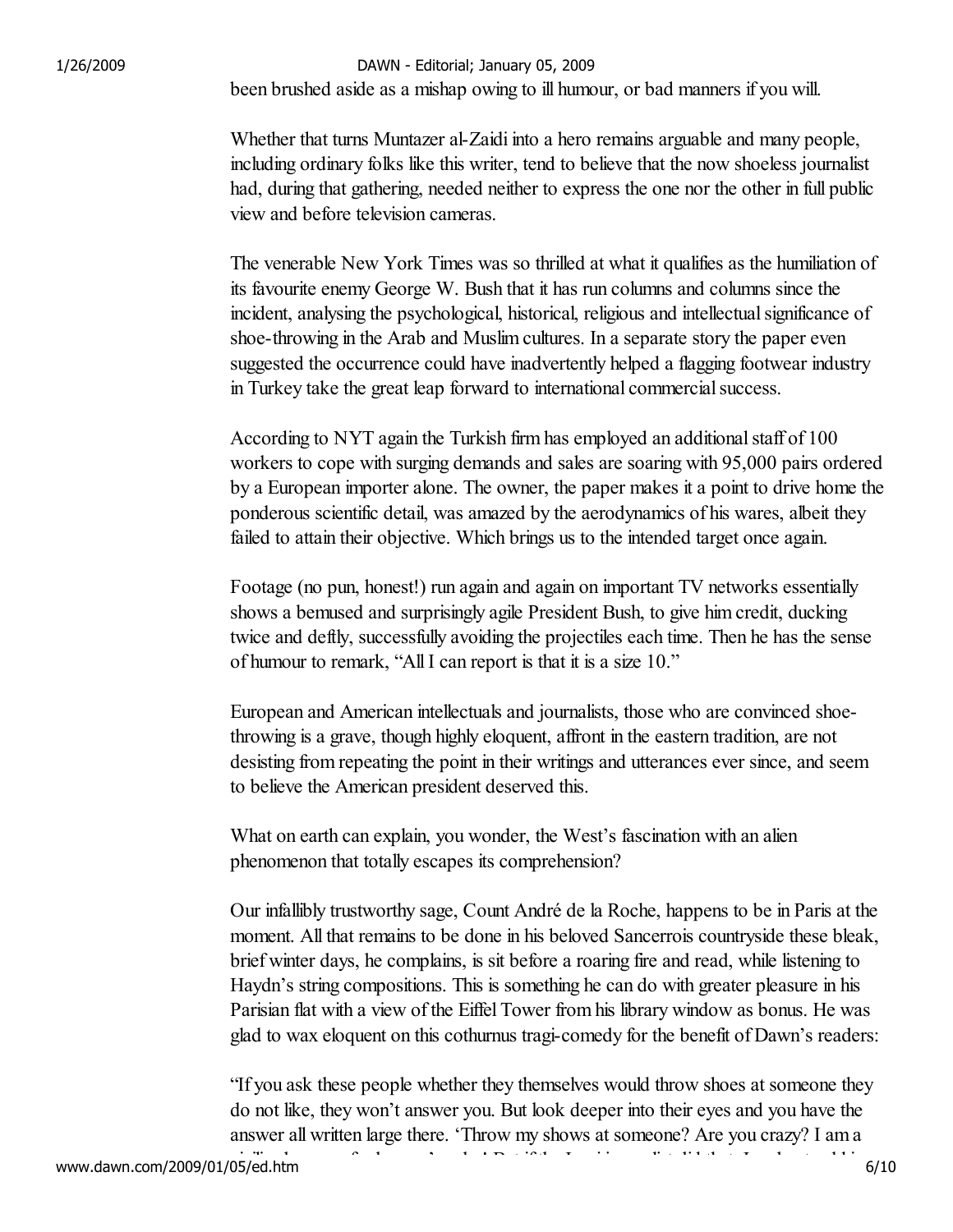been brushed aside as a mishap owing to ill humour, or bad manners if you will.

Whether that turns Muntazer al-Zaidi into a hero remains arguable and many people, including ordinary folks like this writer, tend to believe that the now shoeless journalist had, during that gathering, needed neither to express the one nor the other in full public view and before television cameras.

The venerable New York Times was so thrilled at what it qualifies as the humiliation of its favourite enemy George W. Bush that it has run columns and columns since the incident, analysing the psychological, historical, religious and intellectual significance of shoe-throwing in the Arab and Muslim cultures. In a separate story the paper even suggested the occurrence could have inadvertently helped a flagging footwear industry in Turkey take the great leap forward to international commercial success.

According to NYT again the Turkish firm has employed an additional staff of 100 workers to cope with surging demands and sales are soaring with 95,000 pairs ordered by a European importer alone. The owner, the paper makes it a point to drive home the ponderous scientific detail, was amazed by the aerodynamics of his wares, albeit they failed to attain their objective. Which brings us to the intended target once again.

Footage (no pun, honest!) run again and again on important TV networks essentially shows a bemused and surprisingly agile President Bush, to give him credit, ducking twice and deftly, successfully avoiding the projectiles each time. Then he has the sense of humour to remark, "All I can report is that it is a size 10."

European and American intellectuals and journalists, those who are convinced shoe-throwing is a grave, though highly eloquent, affront in the eastern tradition, are not desisting from repeating the point in their writings and utterances ever since, and seem to believe the American president deserved this.

What on earth can explain, you wonder, the West's fascination with an alien phenomenon that totally escapes its comprehension?

Our infallibly trustworthy sage, Count André de la Roche, happens to be in Paris at the moment. All that remains to be done in his beloved Sancerrois countryside these bleak, brief winter days, he complains, is sit before a roaring fire and read, while listening to Haydn's string compositions. This is something he can do with greater pleasure in his Parisian flat with a view of the Eiffel Tower from his library window as bonus. He was glad to wax eloquent on this cothurnus tragi-comedy for the benefit of Dawn's readers:

"If you ask these people whether they themselves would throw shoes at someone they do not like, they won't answer you. But look deeper into their eyes and you have the answer all written large there. 'Throw my shows at someone? Are you crazy? I am a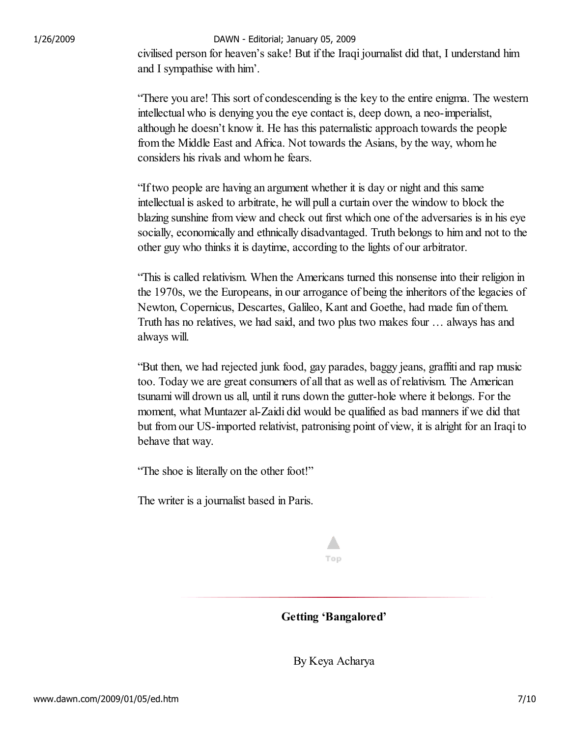civilised person for heaven's sake! But if the Iraqi journalist did that, I understand him and I sympathise with him'.

"There you are! This sort of condescending is the key to the entire enigma. The western intellectual who is denying you the eye contact is, deep down, a neo-imperialist, although he doesn't know it. He has this paternalistic approach towards the people from the Middle East and Africa. Not towards the Asians, by the way, whom he considers his rivals and whom he fears.

"If two people are having an argument whether it is day or night and this same intellectual is asked to arbitrate, he will pull a curtain over the window to block the blazing sunshine from view and check out first which one of the adversaries is in his eye socially, economically and ethnically disadvantaged. Truth belongs to him and not to the other guy who thinks it is daytime, according to the lights of our arbitrator.

"This is called relativism. When the Americans turned this nonsense into their religion in the 1970s, we the Europeans, in our arrogance of being the inheritors of the legacies of Newton, Copernicus, Descartes, Galileo, Kant and Goethe, had made fun of them. Truth has no relatives, we had said, and two plus two makes four … always has and always will.

"But then, we had rejected junk food, gay parades, baggy jeans, graffiti and rap music too. Today we are great consumers of all that as well as of relativism. The American tsunami will drown us all, until it runs down the gutter-hole where it belongs. For the moment, what Muntazer al-Zaidi did would be qualified as bad manners if we did that but from our US-imported relativist, patronising point of view, it is alright for an Iraqi to behave that way.

"The shoe is literally on the other foot!"

The writer is a journalist based in Paris.

Top

## Getting 'Bangalored'

By Keya Acharya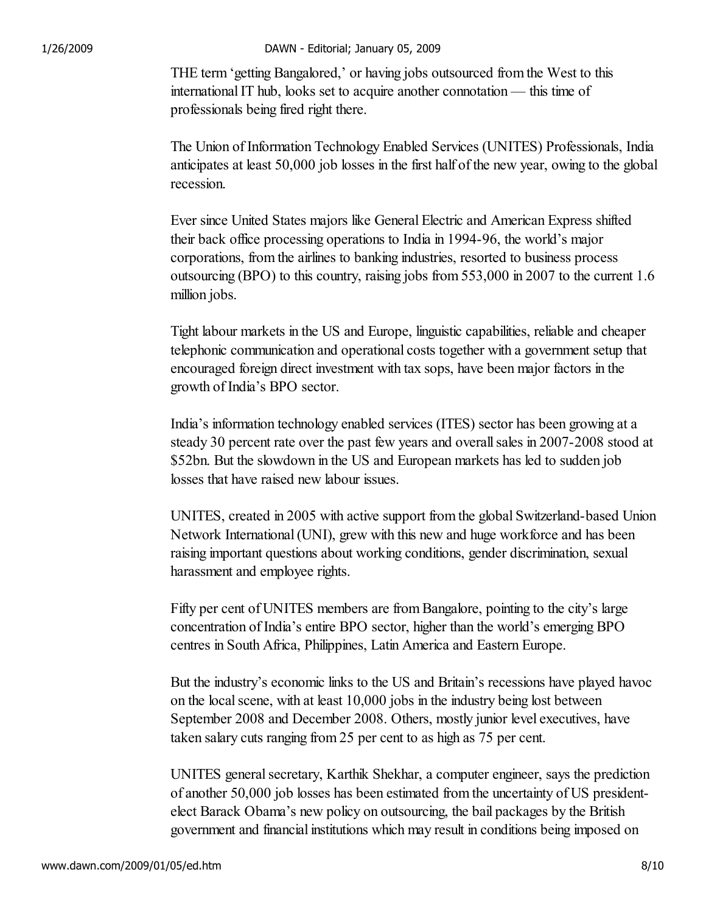THE term 'getting Bangalored,' or having jobs outsourced from the West to this international IT hub, looks set to acquire another connotation — this time of professionals being fired right there.

The Union of Information Technology Enabled Services (UNITES) Professionals, India anticipates at least 50,000 job losses in the first half of the new year, owing to the global recession.

Ever since United States majors like General Electric and American Express shifted their back office processing operations to India in 1994-96, the world's major corporations, from the airlines to banking industries, resorted to business process outsourcing (BPO) to this country, raising jobs from 553,000 in 2007 to the current 1.6 million jobs.

Tight labour markets in the US and Europe, linguistic capabilities, reliable and cheaper telephonic communication and operational costs together with a government setup that encouraged foreign direct investment with tax sops, have been major factors in the growth of India's BPO sector.

India's information technology enabled services (ITES) sector has been growing at a steady 30 percent rate over the past few years and overall sales in 2007-2008 stood at \$52bn. But the slowdown in the US and European markets has led to sudden job losses that have raised new labour issues.

UNITES, created in 2005 with active support from the global Switzerland-based Union Network International (UNI), grew with this new and huge workforce and has been raising important questions about working conditions, gender discrimination, sexual harassment and employee rights.

Fifty per cent of UNITES members are from Bangalore, pointing to the city's large concentration of India's entire BPO sector, higher than the world's emerging BPO centres in South Africa, Philippines, Latin America and Eastern Europe.

But the industry's economic links to the US and Britain's recessions have played havoc on the local scene, with at least 10,000 jobs in the industry being lost between September 2008 and December 2008. Others, mostly junior level executives, have taken salary cuts ranging from 25 per cent to as high as 75 per cent.

UNITES general secretary, Karthik Shekhar, a computer engineer, says the prediction of another 50,000 job losses has been estimated from the uncertainty of US president-elect Barack Obama's new policy on outsourcing, the bail packages by the British government and financial institutions which may result in conditions being imposed on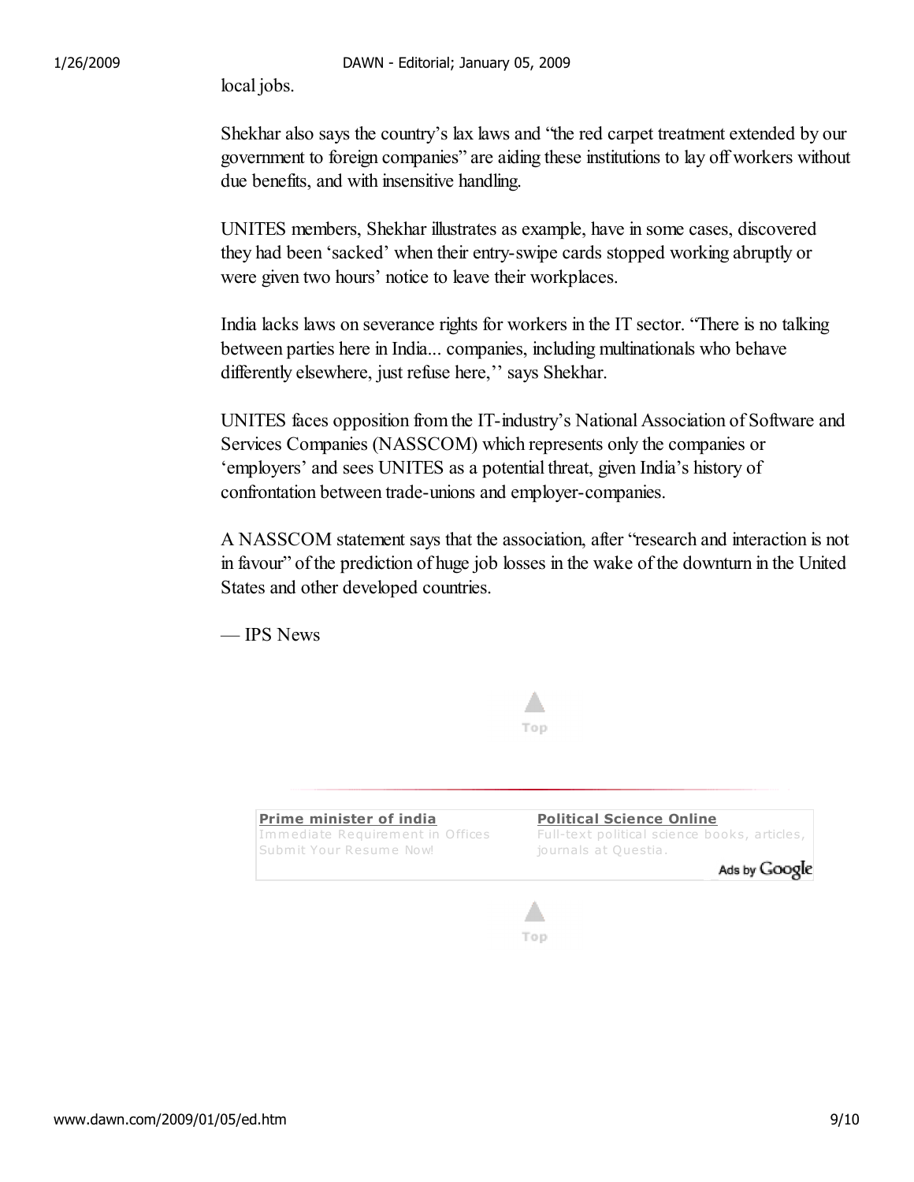local jobs.

Shekhar also says the country's lax laws and "the red carpet treatment extended by our government to foreign companies" are aiding these institutions to lay off workers without due benefits, and with insensitive handling.

UNITES members, Shekhar illustrates as example, have in some cases, discovered they had been 'sacked' when their entry-swipe cards stopped working abruptly or were given two hours' notice to leave their workplaces.

India lacks laws on severance rights for workers in the IT sector. "There is no talking between parties here in India... companies, including multinationals who behave differently elsewhere, just refuse here,'' says Shekhar.

UNITES faces opposition from the IT-industry's National Association of Software and Services Companies (NASSCOM) which represents only the companies or 'employers' and sees UNITES as a potential threat, given India's history of confrontation between trade-unions and employer-companies.

A NASSCOM statement says that the association, after "research and interaction is not in favour" of the prediction of huge job losses in the wake of the downturn in the United States and other developed countries.

— IPS News

Top

**Prime minister of india**
Immediate Requirement in Offices Submit Your Resume Now!

**Political Science Online**
Full-text political science books, articles, journals at Questia.

Ads by Google

Top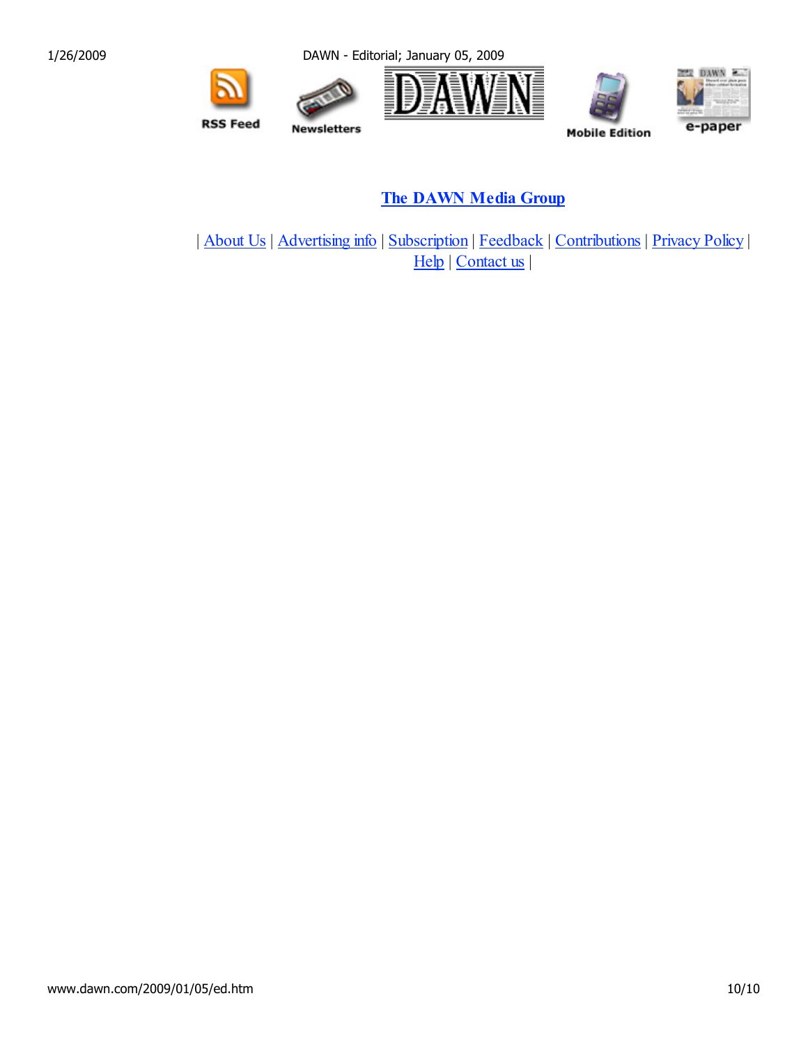RSS Feed Newsletters DAWN Mobile Edition e-paper

**The DAWN Media Group**

| About Us | Advertising info | Subscription | Feedback | Contributions | Privacy Policy | Help | Contact us |